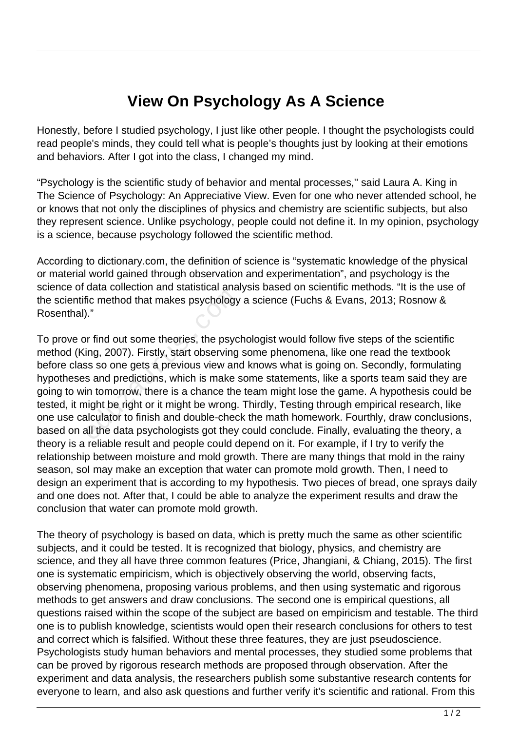# View On Psychology As A Science

Honestly, before I studied psychology, I just like other people. I thought the psychologists could read people's minds, they could tell what is people's thoughts just by looking at their emotions and behaviors. After I got into the class, I changed my mind.

"Psychology is the scientific study of behavior and mental processes,'' said Laura A. King in The Science of Psychology: An Appreciative View. Even for one who never attended school, he or knows that not only the disciplines of physics and chemistry are scientific subjects, but also they represent science. Unlike psychology, people could not define it. In my opinion, psychology is a science, because psychology followed the scientific method.

According to dictionary.com, the definition of science is "systematic knowledge of the physical or material world gained through observation and experimentation", and psychology is the science of data collection and statistical analysis based on scientific methods. "It is the use of the scientific method that makes psychology a science (Fuchs & Evans, 2013; Rosnow & Rosenthal)."

To prove or find out some theories, the psychologist would follow five steps of the scientific method (King, 2007). Firstly, start observing some phenomena, like one read the textbook before class so one gets a previous view and knows what is going on. Secondly, formulating hypotheses and predictions, which is make some statements, like a sports team said they are going to win tomorrow, there is a chance the team might lose the game. A hypothesis could be tested, it might be right or it might be wrong. Thirdly, Testing through empirical research, like one use calculator to finish and double-check the math homework. Fourthly, draw conclusions, based on all the data psychologists got they could conclude. Finally, evaluating the theory, a theory is a reliable result and people could depend on it. For example, if I try to verify the relationship between moisture and mold growth. There are many things that mold in the rainy season, soI may make an exception that water can promote mold growth. Then, I need to design an experiment that is according to my hypothesis. Two pieces of bread, one sprays daily and one does not. After that, I could be able to analyze the experiment results and draw the conclusion that water can promote mold growth.

The theory of psychology is based on data, which is pretty much the same as other scientific subjects, and it could be tested. It is recognized that biology, physics, and chemistry are science, and they all have three common features (Price, Jhangiani, & Chiang, 2015). The first one is systematic empiricism, which is objectively observing the world, observing facts, observing phenomena, proposing various problems, and then using systematic and rigorous methods to get answers and draw conclusions. The second one is empirical questions, all questions raised within the scope of the subject are based on empiricism and testable. The third one is to publish knowledge, scientists would open their research conclusions for others to test and correct which is falsified. Without these three features, they are just pseudoscience. Psychologists study human behaviors and mental processes, they studied some problems that can be proved by rigorous research methods are proposed through observation. After the experiment and data analysis, the researchers publish some substantive research contents for everyone to learn, and also ask questions and further verify it's scientific and rational. From this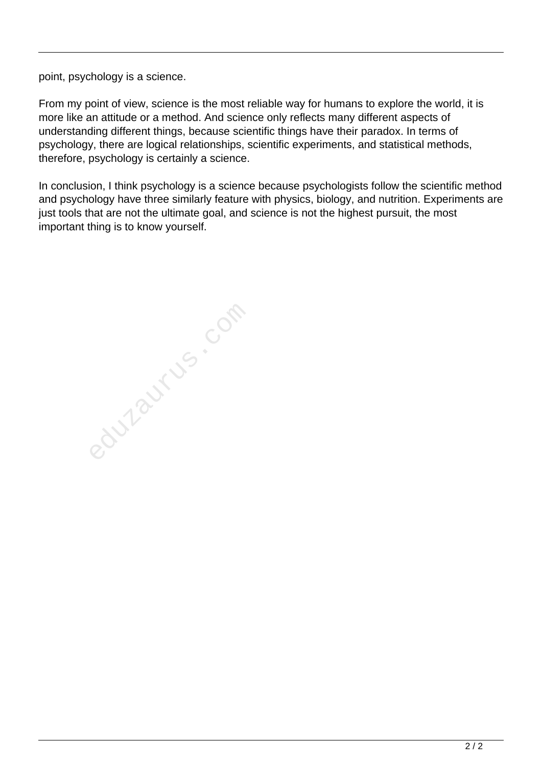point, psychology is a science.

From my point of view, science is the most reliable way for humans to explore the world, it is more like an attitude or a method. And science only reflects many different aspects of understanding different things, because scientific things have their paradox. In terms of psychology, there are logical relationships, scientific experiments, and statistical methods, therefore, psychology is certainly a science.

In conclusion, I think psychology is a science because psychologists follow the scientific method and psychology have three similarly feature with physics, biology, and nutrition. Experiments are just tools that are not the ultimate goal, and science is not the highest pursuit, the most important thing is to know yourself.